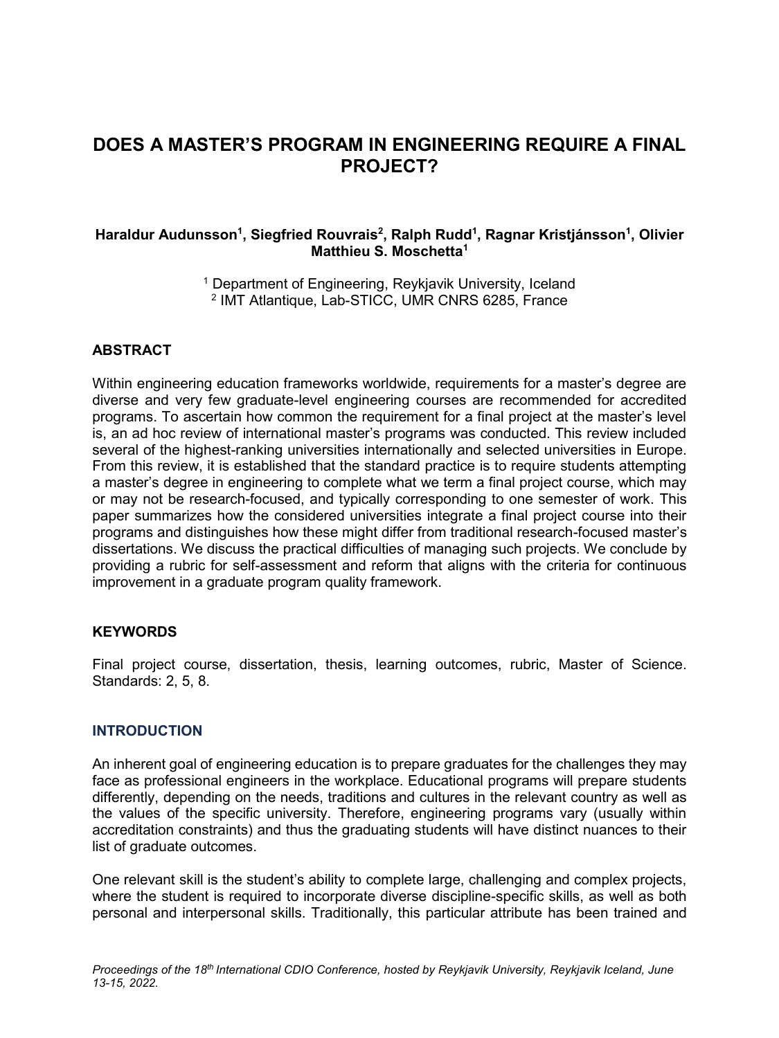# DOES A MASTER'S PROGRAM IN ENGINEERING REQUIRE A FINAL PROJECT?

**Haraldur Audunsson[1], Siegfried Rouvrais[2], Ralph Rudd[1], Ragnar Kristjánsson[1], Olivier Matthieu S. Moschetta[1]**

[1] Department of Engineering, Reykjavik University, Iceland
[2] IMT Atlantique, Lab-STICC, UMR CNRS 6285, France

## ABSTRACT

Within engineering education frameworks worldwide, requirements for a master's degree are diverse and very few graduate-level engineering courses are recommended for accredited programs. To ascertain how common the requirement for a final project at the master's level is, an ad hoc review of international master's programs was conducted. This review included several of the highest-ranking universities internationally and selected universities in Europe. From this review, it is established that the standard practice is to require students attempting a master's degree in engineering to complete what we term a final project course, which may or may not be research-focused, and typically corresponding to one semester of work. This paper summarizes how the considered universities integrate a final project course into their programs and distinguishes how these might differ from traditional research-focused master's dissertations. We discuss the practical difficulties of managing such projects. We conclude by providing a rubric for self-assessment and reform that aligns with the criteria for continuous improvement in a graduate program quality framework.

## KEYWORDS

Final project course, dissertation, thesis, learning outcomes, rubric, Master of Science. Standards: 2, 5, 8.

## INTRODUCTION

An inherent goal of engineering education is to prepare graduates for the challenges they may face as professional engineers in the workplace. Educational programs will prepare students differently, depending on the needs, traditions and cultures in the relevant country as well as the values of the specific university. Therefore, engineering programs vary (usually within accreditation constraints) and thus the graduating students will have distinct nuances to their list of graduate outcomes.

One relevant skill is the student's ability to complete large, challenging and complex projects, where the student is required to incorporate diverse discipline-specific skills, as well as both personal and interpersonal skills. Traditionally, this particular attribute has been trained and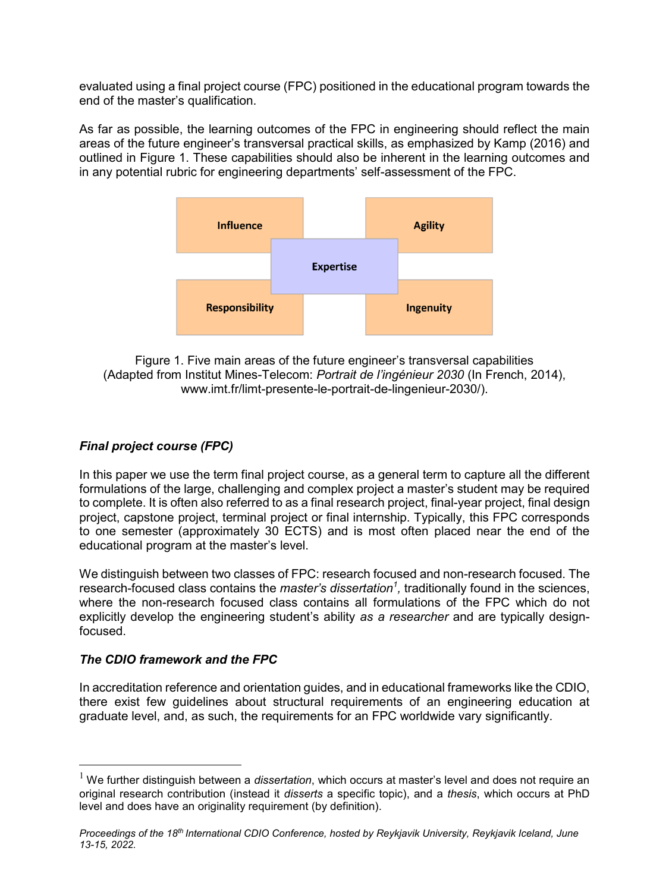evaluated using a final project course (FPC) positioned in the educational program towards the end of the master's qualification.

As far as possible, the learning outcomes of the FPC in engineering should reflect the main areas of the future engineer's transversal practical skills, as emphasized by Kamp (2016) and outlined in Figure 1. These capabilities should also be inherent in the learning outcomes and in any potential rubric for engineering departments' self-assessment of the FPC.

| Influence | | Agility |
|---|---|---|
| | Expertise | |
| Responsibility | | Ingenuity |

Figure 1. Five main areas of the future engineer's transversal capabilities (Adapted from Institut Mines-Telecom: *Portrait de l'ingénieur 2030* (In French, 2014), www.imt.fr/limt-presente-le-portrait-de-lingenieur-2030/).

### *Final project course (FPC)*

In this paper we use the term final project course, as a general term to capture all the different formulations of the large, challenging and complex project a master's student may be required to complete. It is often also referred to as a final research project, final-year project, final design project, capstone project, terminal project or final internship. Typically, this FPC corresponds to one semester (approximately 30 ECTS) and is most often placed near the end of the educational program at the master's level.

We distinguish between two classes of FPC: research focused and non-research focused. The research-focused class contains the *master's dissertation*[1], traditionally found in the sciences, where the non-research focused class contains all formulations of the FPC which do not explicitly develop the engineering student's ability *as a researcher* and are typically design-focused.

### *The CDIO framework and the FPC*

In accreditation reference and orientation guides, and in educational frameworks like the CDIO, there exist few guidelines about structural requirements of an engineering education at graduate level, and, as such, the requirements for an FPC worldwide vary significantly.

---

[1] We further distinguish between a *dissertation*, which occurs at master's level and does not require an original research contribution (instead it *disserts* a specific topic), and a *thesis*, which occurs at PhD level and does have an originality requirement (by definition).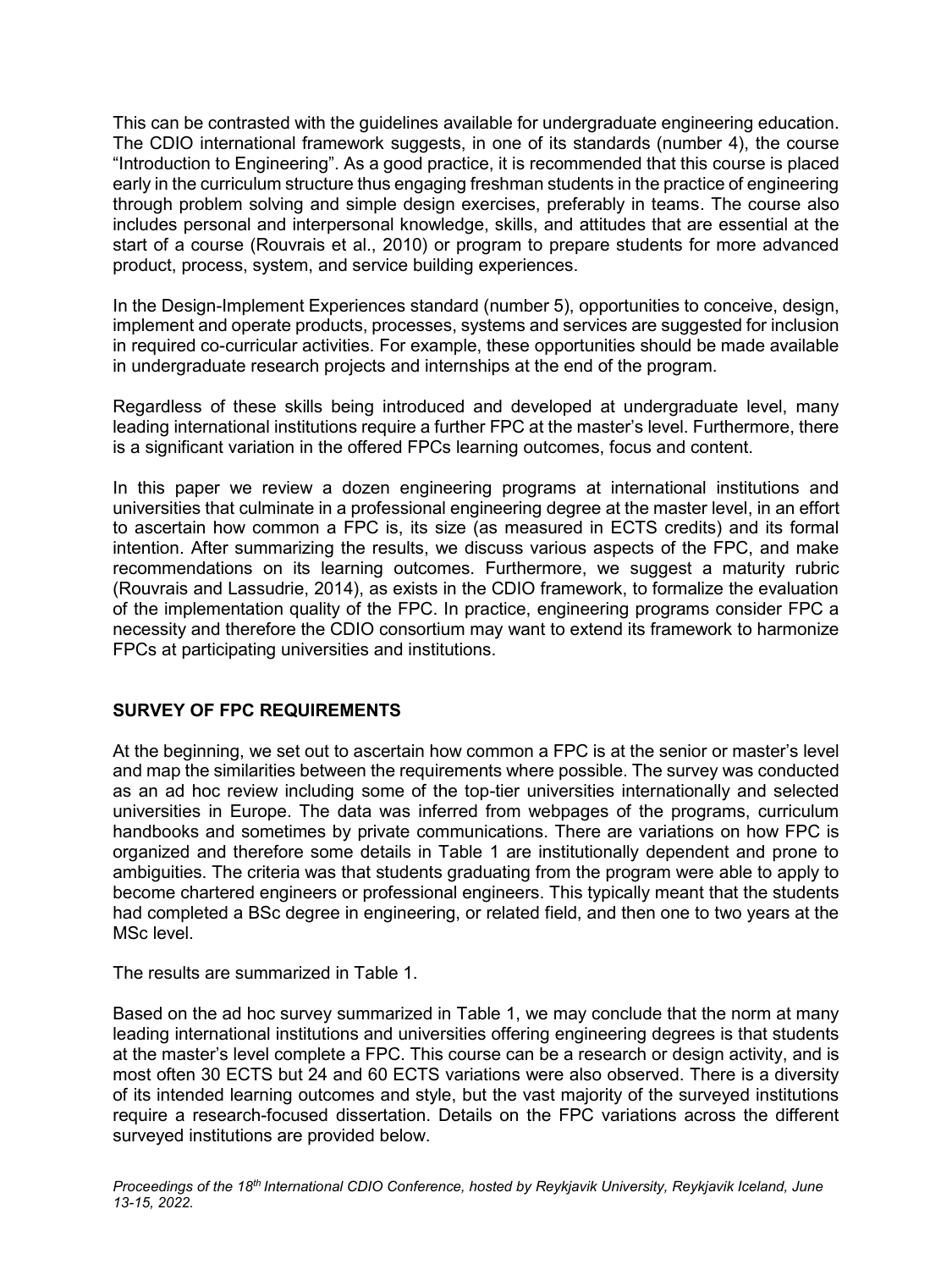This can be contrasted with the guidelines available for undergraduate engineering education. The CDIO international framework suggests, in one of its standards (number 4), the course "Introduction to Engineering". As a good practice, it is recommended that this course is placed early in the curriculum structure thus engaging freshman students in the practice of engineering through problem solving and simple design exercises, preferably in teams. The course also includes personal and interpersonal knowledge, skills, and attitudes that are essential at the start of a course (Rouvrais et al., 2010) or program to prepare students for more advanced product, process, system, and service building experiences.

In the Design-Implement Experiences standard (number 5), opportunities to conceive, design, implement and operate products, processes, systems and services are suggested for inclusion in required co-curricular activities. For example, these opportunities should be made available in undergraduate research projects and internships at the end of the program.

Regardless of these skills being introduced and developed at undergraduate level, many leading international institutions require a further FPC at the master's level. Furthermore, there is a significant variation in the offered FPCs learning outcomes, focus and content.

In this paper we review a dozen engineering programs at international institutions and universities that culminate in a professional engineering degree at the master level, in an effort to ascertain how common a FPC is, its size (as measured in ECTS credits) and its formal intention. After summarizing the results, we discuss various aspects of the FPC, and make recommendations on its learning outcomes. Furthermore, we suggest a maturity rubric (Rouvrais and Lassudrie, 2014), as exists in the CDIO framework, to formalize the evaluation of the implementation quality of the FPC. In practice, engineering programs consider FPC a necessity and therefore the CDIO consortium may want to extend its framework to harmonize FPCs at participating universities and institutions.

## SURVEY OF FPC REQUIREMENTS

At the beginning, we set out to ascertain how common a FPC is at the senior or master's level and map the similarities between the requirements where possible. The survey was conducted as an ad hoc review including some of the top-tier universities internationally and selected universities in Europe. The data was inferred from webpages of the programs, curriculum handbooks and sometimes by private communications. There are variations on how FPC is organized and therefore some details in Table 1 are institutionally dependent and prone to ambiguities. The criteria was that students graduating from the program were able to apply to become chartered engineers or professional engineers. This typically meant that the students had completed a BSc degree in engineering, or related field, and then one to two years at the MSc level.

The results are summarized in Table 1.

Based on the ad hoc survey summarized in Table 1, we may conclude that the norm at many leading international institutions and universities offering engineering degrees is that students at the master's level complete a FPC. This course can be a research or design activity, and is most often 30 ECTS but 24 and 60 ECTS variations were also observed. There is a diversity of its intended learning outcomes and style, but the vast majority of the surveyed institutions require a research-focused dissertation. Details on the FPC variations across the different surveyed institutions are provided below.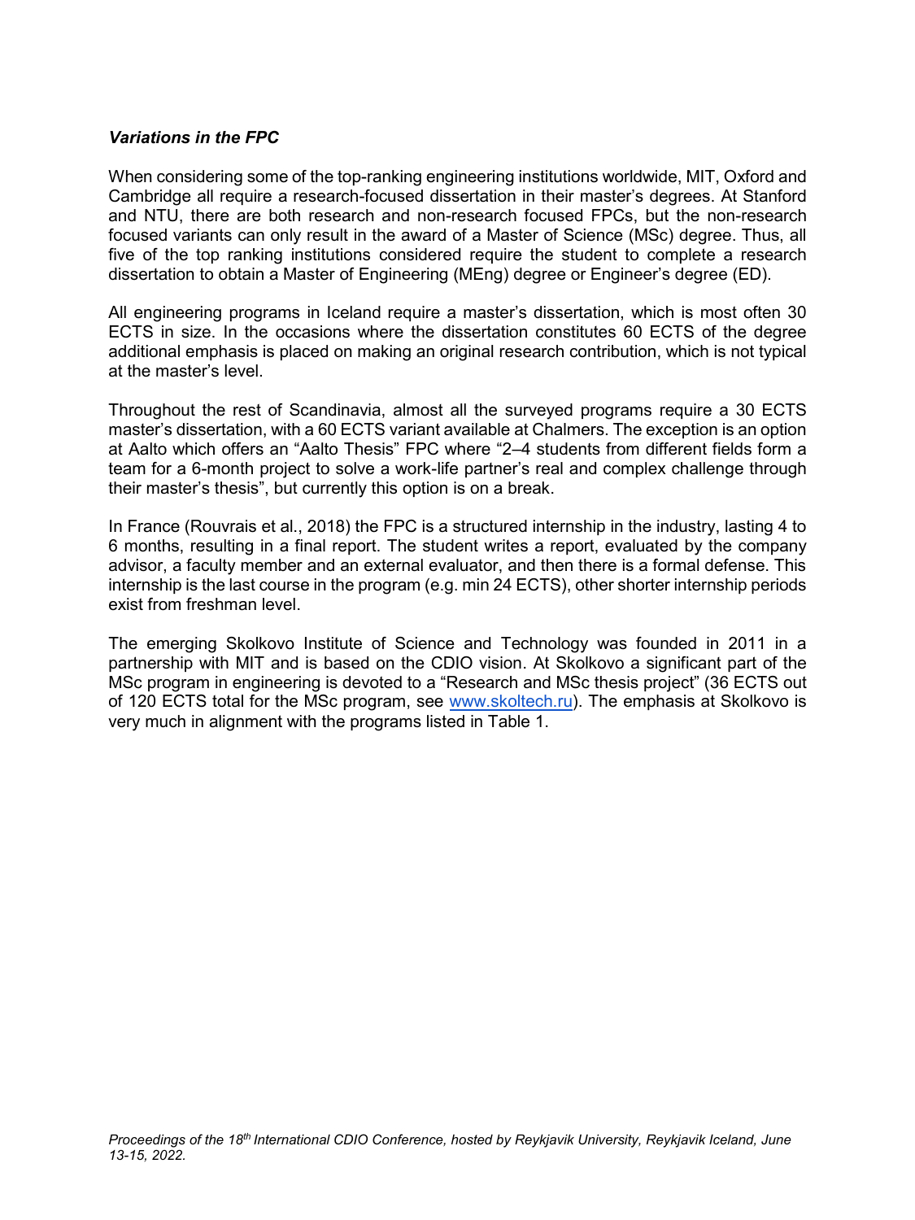### *Variations in the FPC*

When considering some of the top-ranking engineering institutions worldwide, MIT, Oxford and Cambridge all require a research-focused dissertation in their master's degrees. At Stanford and NTU, there are both research and non-research focused FPCs, but the non-research focused variants can only result in the award of a Master of Science (MSc) degree. Thus, all five of the top ranking institutions considered require the student to complete a research dissertation to obtain a Master of Engineering (MEng) degree or Engineer's degree (ED).

All engineering programs in Iceland require a master's dissertation, which is most often 30 ECTS in size. In the occasions where the dissertation constitutes 60 ECTS of the degree additional emphasis is placed on making an original research contribution, which is not typical at the master's level.

Throughout the rest of Scandinavia, almost all the surveyed programs require a 30 ECTS master's dissertation, with a 60 ECTS variant available at Chalmers. The exception is an option at Aalto which offers an "Aalto Thesis" FPC where "2–4 students from different fields form a team for a 6-month project to solve a work-life partner's real and complex challenge through their master's thesis", but currently this option is on a break.

In France (Rouvrais et al., 2018) the FPC is a structured internship in the industry, lasting 4 to 6 months, resulting in a final report. The student writes a report, evaluated by the company advisor, a faculty member and an external evaluator, and then there is a formal defense. This internship is the last course in the program (e.g. min 24 ECTS), other shorter internship periods exist from freshman level.

The emerging Skolkovo Institute of Science and Technology was founded in 2011 in a partnership with MIT and is based on the CDIO vision. At Skolkovo a significant part of the MSc program in engineering is devoted to a "Research and MSc thesis project" (36 ECTS out of 120 ECTS total for the MSc program, see [www.skoltech.ru](http://www.skoltech.ru)). The emphasis at Skolkovo is very much in alignment with the programs listed in Table 1.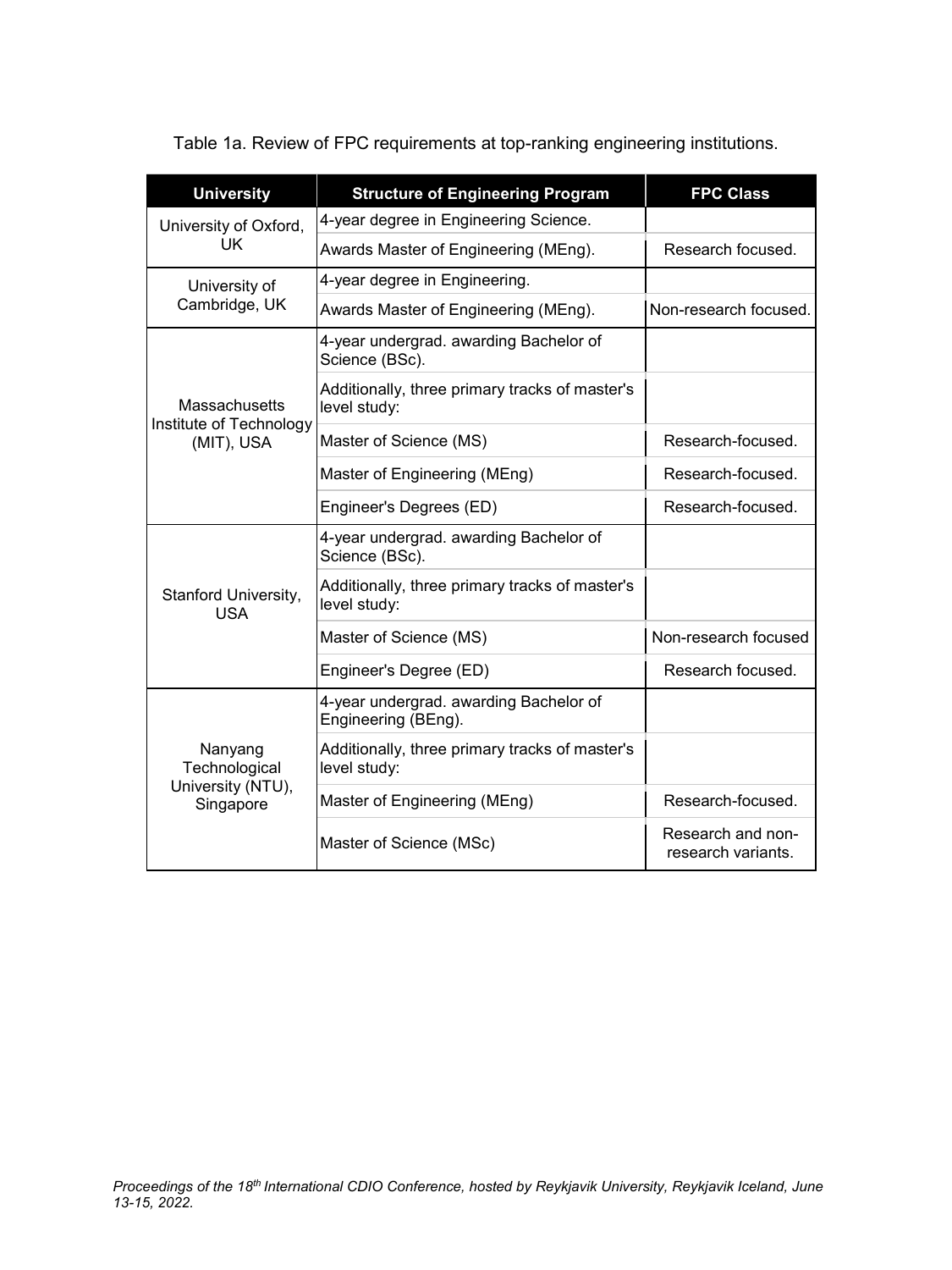Table 1a. Review of FPC requirements at top-ranking engineering institutions.

| University | Structure of Engineering Program | FPC Class |
|---|---|---|
| University of Oxford, UK | 4-year degree in Engineering Science. | |
| | Awards Master of Engineering (MEng). | Research focused. |
| University of Cambridge, UK | 4-year degree in Engineering. | |
| | Awards Master of Engineering (MEng). | Non-research focused. |
| Massachusetts Institute of Technology (MIT), USA | 4-year undergrad. awarding Bachelor of Science (BSc). | |
| | Additionally, three primary tracks of master's level study: | |
| | Master of Science (MS) | Research-focused. |
| | Master of Engineering (MEng) | Research-focused. |
| | Engineer's Degrees (ED) | Research-focused. |
| Stanford University, USA | 4-year undergrad. awarding Bachelor of Science (BSc). | |
| | Additionally, three primary tracks of master's level study: | |
| | Master of Science (MS) | Non-research focused |
| | Engineer's Degree (ED) | Research focused. |
| Nanyang Technological University (NTU), Singapore | 4-year undergrad. awarding Bachelor of Engineering (BEng). | |
| | Additionally, three primary tracks of master's level study: | |
| | Master of Engineering (MEng) | Research-focused. |
| | Master of Science (MSc) | Research and non-research variants. |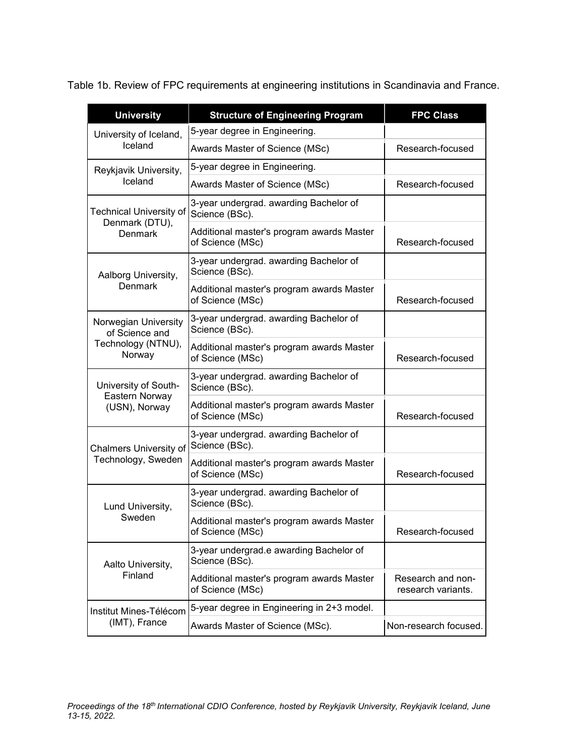Table 1b. Review of FPC requirements at engineering institutions in Scandinavia and France.

| University | Structure of Engineering Program | FPC Class |
|---|---|---|
| University of Iceland, Iceland | 5-year degree in Engineering. | |
| | Awards Master of Science (MSc) | Research-focused |
| Reykjavik University, Iceland | 5-year degree in Engineering. | |
| | Awards Master of Science (MSc) | Research-focused |
| Technical University of Denmark (DTU), Denmark | 3-year undergrad. awarding Bachelor of Science (BSc). | |
| | Additional master's program awards Master of Science (MSc) | Research-focused |
| Aalborg University, Denmark | 3-year undergrad. awarding Bachelor of Science (BSc). | |
| | Additional master's program awards Master of Science (MSc) | Research-focused |
| Norwegian University of Science and Technology (NTNU), Norway | 3-year undergrad. awarding Bachelor of Science (BSc). | |
| | Additional master's program awards Master of Science (MSc) | Research-focused |
| University of South-Eastern Norway (USN), Norway | 3-year undergrad. awarding Bachelor of Science (BSc). | |
| | Additional master's program awards Master of Science (MSc) | Research-focused |
| Chalmers University of Technology, Sweden | 3-year undergrad. awarding Bachelor of Science (BSc). | |
| | Additional master's program awards Master of Science (MSc) | Research-focused |
| Lund University, Sweden | 3-year undergrad. awarding Bachelor of Science (BSc). | |
| | Additional master's program awards Master of Science (MSc) | Research-focused |
| Aalto University, Finland | 3-year undergrad.e awarding Bachelor of Science (BSc). | |
| | Additional master's program awards Master of Science (MSc) | Research and non-research variants. |
| Institut Mines-Télécom (IMT), France | 5-year degree in Engineering in 2+3 model. | |
| | Awards Master of Science (MSc). | Non-research focused. |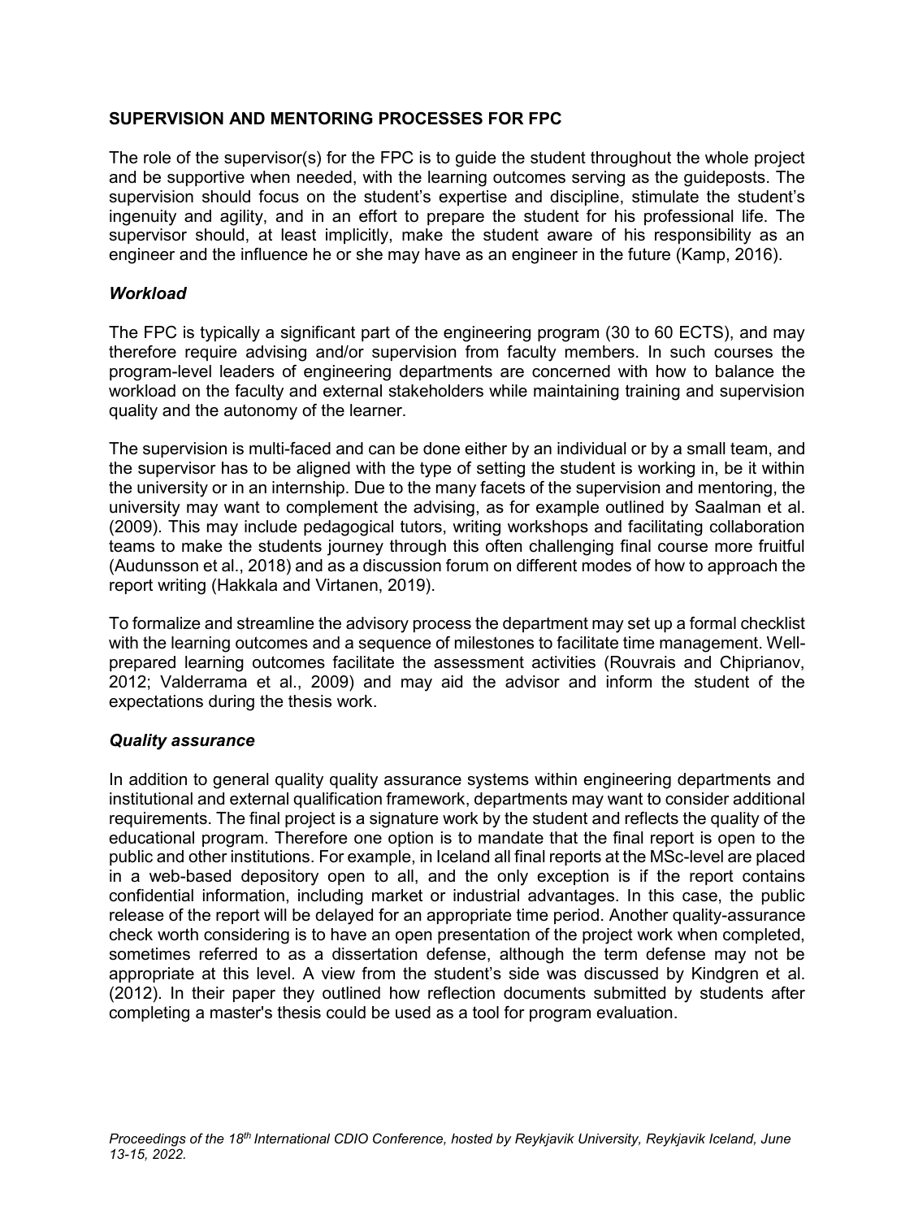## SUPERVISION AND MENTORING PROCESSES FOR FPC

The role of the supervisor(s) for the FPC is to guide the student throughout the whole project and be supportive when needed, with the learning outcomes serving as the guideposts. The supervision should focus on the student's expertise and discipline, stimulate the student's ingenuity and agility, and in an effort to prepare the student for his professional life. The supervisor should, at least implicitly, make the student aware of his responsibility as an engineer and the influence he or she may have as an engineer in the future (Kamp, 2016).

### *Workload*

The FPC is typically a significant part of the engineering program (30 to 60 ECTS), and may therefore require advising and/or supervision from faculty members. In such courses the program-level leaders of engineering departments are concerned with how to balance the workload on the faculty and external stakeholders while maintaining training and supervision quality and the autonomy of the learner.

The supervision is multi-faced and can be done either by an individual or by a small team, and the supervisor has to be aligned with the type of setting the student is working in, be it within the university or in an internship. Due to the many facets of the supervision and mentoring, the university may want to complement the advising, as for example outlined by Saalman et al. (2009). This may include pedagogical tutors, writing workshops and facilitating collaboration teams to make the students journey through this often challenging final course more fruitful (Audunsson et al., 2018) and as a discussion forum on different modes of how to approach the report writing (Hakkala and Virtanen, 2019).

To formalize and streamline the advisory process the department may set up a formal checklist with the learning outcomes and a sequence of milestones to facilitate time management. Well-prepared learning outcomes facilitate the assessment activities (Rouvrais and Chiprianov, 2012; Valderrama et al., 2009) and may aid the advisor and inform the student of the expectations during the thesis work.

### *Quality assurance*

In addition to general quality quality assurance systems within engineering departments and institutional and external qualification framework, departments may want to consider additional requirements. The final project is a signature work by the student and reflects the quality of the educational program. Therefore one option is to mandate that the final report is open to the public and other institutions. For example, in Iceland all final reports at the MSc-level are placed in a web-based depository open to all, and the only exception is if the report contains confidential information, including market or industrial advantages. In this case, the public release of the report will be delayed for an appropriate time period. Another quality-assurance check worth considering is to have an open presentation of the project work when completed, sometimes referred to as a dissertation defense, although the term defense may not be appropriate at this level. A view from the student's side was discussed by Kindgren et al. (2012). In their paper they outlined how reflection documents submitted by students after completing a master's thesis could be used as a tool for program evaluation.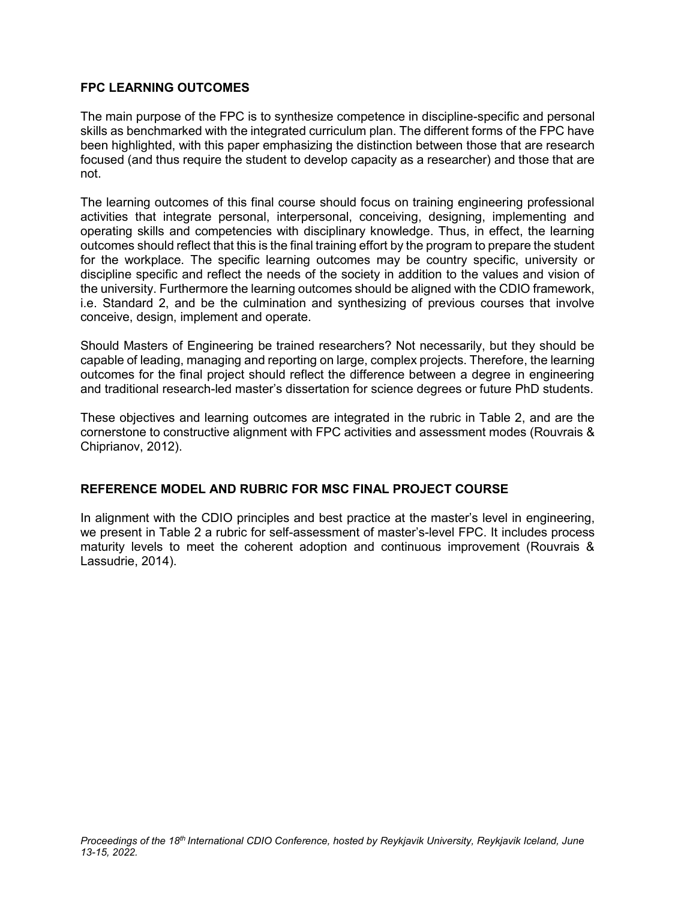## FPC LEARNING OUTCOMES

The main purpose of the FPC is to synthesize competence in discipline-specific and personal skills as benchmarked with the integrated curriculum plan. The different forms of the FPC have been highlighted, with this paper emphasizing the distinction between those that are research focused (and thus require the student to develop capacity as a researcher) and those that are not.

The learning outcomes of this final course should focus on training engineering professional activities that integrate personal, interpersonal, conceiving, designing, implementing and operating skills and competencies with disciplinary knowledge. Thus, in effect, the learning outcomes should reflect that this is the final training effort by the program to prepare the student for the workplace. The specific learning outcomes may be country specific, university or discipline specific and reflect the needs of the society in addition to the values and vision of the university. Furthermore the learning outcomes should be aligned with the CDIO framework, i.e. Standard 2, and be the culmination and synthesizing of previous courses that involve conceive, design, implement and operate.

Should Masters of Engineering be trained researchers? Not necessarily, but they should be capable of leading, managing and reporting on large, complex projects. Therefore, the learning outcomes for the final project should reflect the difference between a degree in engineering and traditional research-led master's dissertation for science degrees or future PhD students.

These objectives and learning outcomes are integrated in the rubric in Table 2, and are the cornerstone to constructive alignment with FPC activities and assessment modes (Rouvrais & Chiprianov, 2012).

## REFERENCE MODEL AND RUBRIC FOR MSC FINAL PROJECT COURSE

In alignment with the CDIO principles and best practice at the master's level in engineering, we present in Table 2 a rubric for self-assessment of master's-level FPC. It includes process maturity levels to meet the coherent adoption and continuous improvement (Rouvrais & Lassudrie, 2014).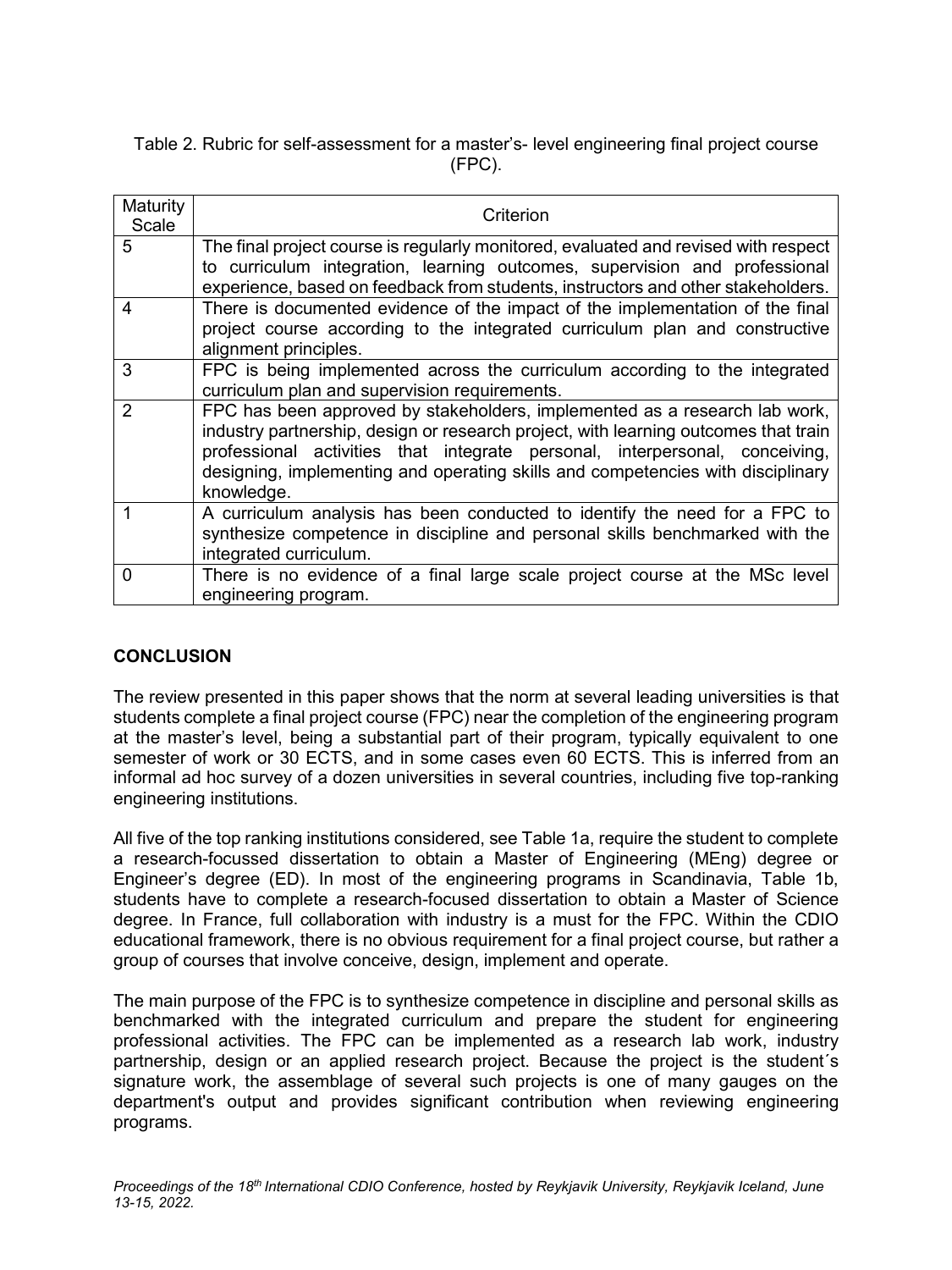Table 2. Rubric for self-assessment for a master's- level engineering final project course (FPC).

| Maturity Scale | Criterion |
|---|---|
| 5 | The final project course is regularly monitored, evaluated and revised with respect to curriculum integration, learning outcomes, supervision and professional experience, based on feedback from students, instructors and other stakeholders. |
| 4 | There is documented evidence of the impact of the implementation of the final project course according to the integrated curriculum plan and constructive alignment principles. |
| 3 | FPC is being implemented across the curriculum according to the integrated curriculum plan and supervision requirements. |
| 2 | FPC has been approved by stakeholders, implemented as a research lab work, industry partnership, design or research project, with learning outcomes that train professional activities that integrate personal, interpersonal, conceiving, designing, implementing and operating skills and competencies with disciplinary knowledge. |
| 1 | A curriculum analysis has been conducted to identify the need for a FPC to synthesize competence in discipline and personal skills benchmarked with the integrated curriculum. |
| 0 | There is no evidence of a final large scale project course at the MSc level engineering program. |

## CONCLUSION

The review presented in this paper shows that the norm at several leading universities is that students complete a final project course (FPC) near the completion of the engineering program at the master's level, being a substantial part of their program, typically equivalent to one semester of work or 30 ECTS, and in some cases even 60 ECTS. This is inferred from an informal ad hoc survey of a dozen universities in several countries, including five top-ranking engineering institutions.

All five of the top ranking institutions considered, see Table 1a, require the student to complete a research-focussed dissertation to obtain a Master of Engineering (MEng) degree or Engineer's degree (ED). In most of the engineering programs in Scandinavia, Table 1b, students have to complete a research-focused dissertation to obtain a Master of Science degree. In France, full collaboration with industry is a must for the FPC. Within the CDIO educational framework, there is no obvious requirement for a final project course, but rather a group of courses that involve conceive, design, implement and operate.

The main purpose of the FPC is to synthesize competence in discipline and personal skills as benchmarked with the integrated curriculum and prepare the student for engineering professional activities. The FPC can be implemented as a research lab work, industry partnership, design or an applied research project. Because the project is the student´s signature work, the assemblage of several such projects is one of many gauges on the department's output and provides significant contribution when reviewing engineering programs.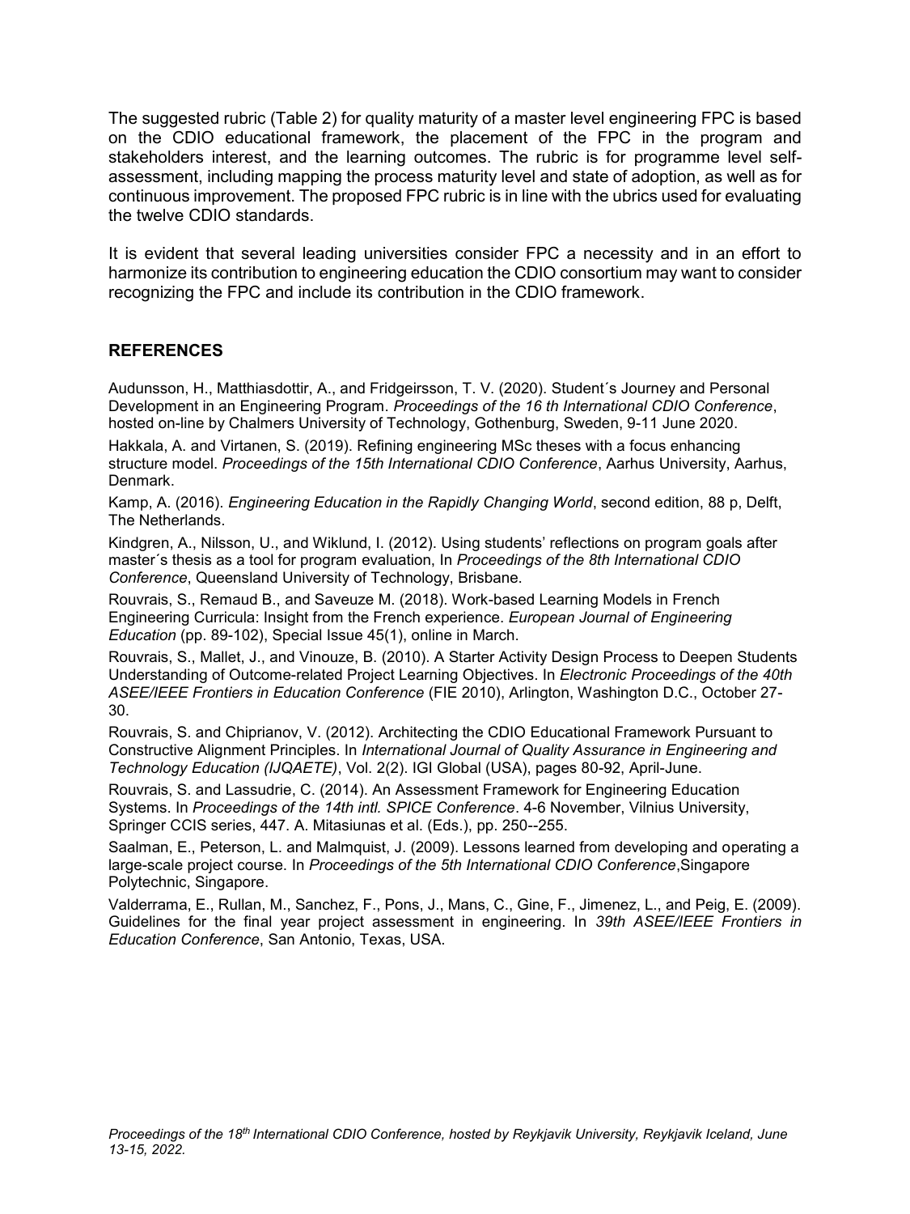The suggested rubric (Table 2) for quality maturity of a master level engineering FPC is based on the CDIO educational framework, the placement of the FPC in the program and stakeholders interest, and the learning outcomes. The rubric is for programme level self-assessment, including mapping the process maturity level and state of adoption, as well as for continuous improvement. The proposed FPC rubric is in line with the ubrics used for evaluating the twelve CDIO standards.

It is evident that several leading universities consider FPC a necessity and in an effort to harmonize its contribution to engineering education the CDIO consortium may want to consider recognizing the FPC and include its contribution in the CDIO framework.

## REFERENCES

Audunsson, H., Matthiasdottir, A., and Fridgeirsson, T. V. (2020). Student´s Journey and Personal Development in an Engineering Program. *Proceedings of the 16 th International CDIO Conference*, hosted on-line by Chalmers University of Technology, Gothenburg, Sweden, 9-11 June 2020.

Hakkala, A. and Virtanen, S. (2019). Refining engineering MSc theses with a focus enhancing structure model. *Proceedings of the 15th International CDIO Conference*, Aarhus University, Aarhus, Denmark.

Kamp, A. (2016). *Engineering Education in the Rapidly Changing World*, second edition, 88 p, Delft, The Netherlands.

Kindgren, A., Nilsson, U., and Wiklund, I. (2012). Using students' reflections on program goals after master´s thesis as a tool for program evaluation, In *Proceedings of the 8th International CDIO Conference*, Queensland University of Technology, Brisbane.

Rouvrais, S., Remaud B., and Saveuze M. (2018). Work-based Learning Models in French Engineering Curricula: Insight from the French experience. *European Journal of Engineering Education* (pp. 89-102), Special Issue 45(1), online in March.

Rouvrais, S., Mallet, J., and Vinouze, B. (2010). A Starter Activity Design Process to Deepen Students Understanding of Outcome-related Project Learning Objectives. In *Electronic Proceedings of the 40th ASEE/IEEE Frontiers in Education Conference* (FIE 2010), Arlington, Washington D.C., October 27-30.

Rouvrais, S. and Chiprianov, V. (2012). Architecting the CDIO Educational Framework Pursuant to Constructive Alignment Principles. In *International Journal of Quality Assurance in Engineering and Technology Education (IJQAETE)*, Vol. 2(2). IGI Global (USA), pages 80-92, April-June.

Rouvrais, S. and Lassudrie, C. (2014). An Assessment Framework for Engineering Education Systems. In *Proceedings of the 14th intl. SPICE Conference*. 4-6 November, Vilnius University, Springer CCIS series, 447. A. Mitasiunas et al. (Eds.), pp. 250--255.

Saalman, E., Peterson, L. and Malmquist, J. (2009). Lessons learned from developing and operating a large-scale project course. In *Proceedings of the 5th International CDIO Conference*,Singapore Polytechnic, Singapore.

Valderrama, E., Rullan, M., Sanchez, F., Pons, J., Mans, C., Gine, F., Jimenez, L., and Peig, E. (2009). Guidelines for the final year project assessment in engineering. In *39th ASEE/IEEE Frontiers in Education Conference*, San Antonio, Texas, USA.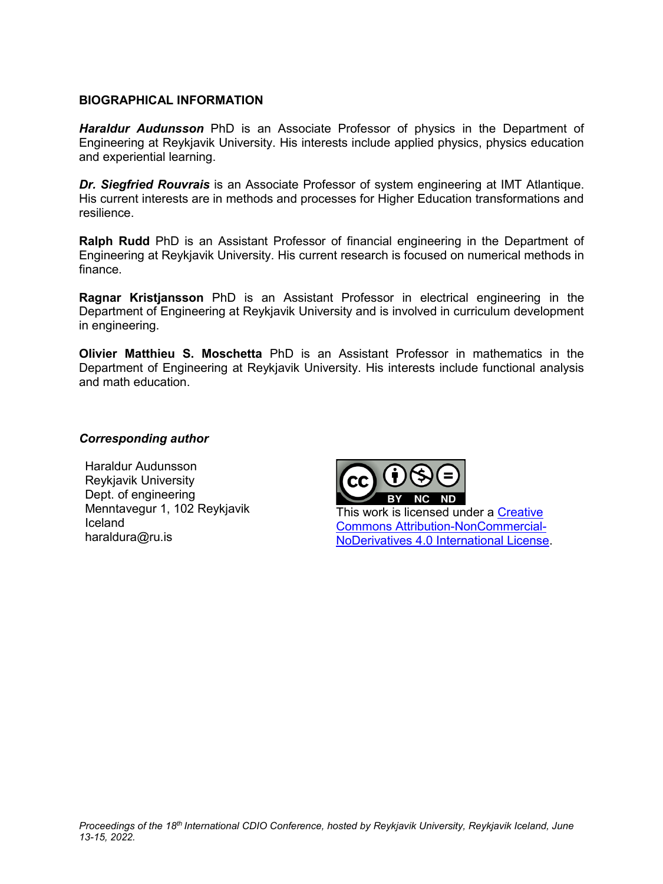### BIOGRAPHICAL INFORMATION

***Haraldur Audunsson*** PhD is an Associate Professor of physics in the Department of Engineering at Reykjavik University. His interests include applied physics, physics education and experiential learning.

***Dr. Siegfried Rouvrais*** is an Associate Professor of system engineering at IMT Atlantique. His current interests are in methods and processes for Higher Education transformations and resilience.

**Ralph Rudd** PhD is an Assistant Professor of financial engineering in the Department of Engineering at Reykjavik University. His current research is focused on numerical methods in finance.

**Ragnar Kristjansson** PhD is an Assistant Professor in electrical engineering in the Department of Engineering at Reykjavik University and is involved in curriculum development in engineering.

**Olivier Matthieu S. Moschetta** PhD is an Assistant Professor in mathematics in the Department of Engineering at Reykjavik University. His interests include functional analysis and math education.

***Corresponding author***

Haraldur Audunsson
Reykjavik University
Dept. of engineering
Menntavegur 1, 102 Reykjavik
Iceland
haraldura@ru.is

This work is licensed under a Creative Commons Attribution-NonCommercial-NoDerivatives 4.0 International License.